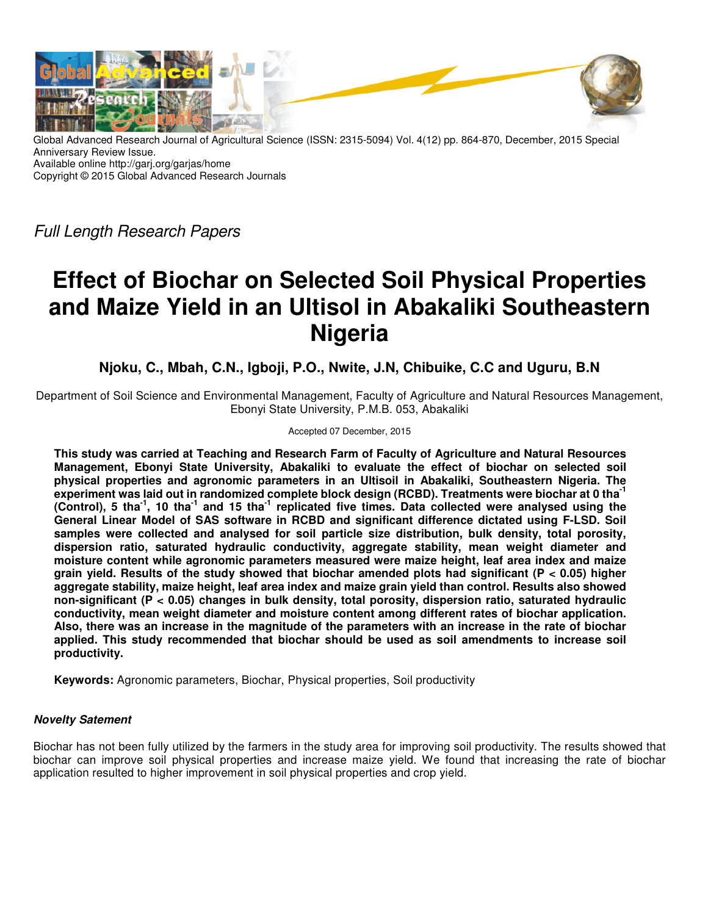Global Advanced Research Journal of Agricultural Science (ISSN: 2315-5094) Vol. 4(12) pp. 864-870, December, 2015 Special Anniversary Review Issue.
Available online http://garj.org/garjas/home
Copyright © 2015 Global Advanced Research Journals

*Full Length Research Papers*

# Effect of Biochar on Selected Soil Physical Properties and Maize Yield in an Ultisol in Abakaliki Southeastern Nigeria

**Njoku, C., Mbah, C.N., Igboji, P.O., Nwite, J.N, Chibuike, C.C and Uguru, B.N**

Department of Soil Science and Environmental Management, Faculty of Agriculture and Natural Resources Management, Ebonyi State University, P.M.B. 053, Abakaliki

Accepted 07 December, 2015

**This study was carried out at Teaching and Research Farm of Faculty of Agriculture and Natural Resources Management, Ebonyi State University, Abakaliki to evaluate the effect of biochar on selected soil physical properties and agronomic parameters in an Ultisoil in Abakaliki, Southeastern Nigeria. The experiment was laid out in randomized complete block design (RCBD). Treatments were biochar at 0 $tha^{-1}$ (Control), 5 $tha^{-1}$, 10 $tha^{-1}$ and 15 $tha^{-1}$ replicated five times. Data collected were analysed using the General Linear Model of SAS software in RCBD and significant difference dictated using F-LSD. Soil samples were collected and analysed for soil particle size distribution, bulk density, total porosity, dispersion ratio, saturated hydraulic conductivity, aggregate stability, mean weight diameter and moisture content while agronomic parameters measured were maize height, leaf area index and maize grain yield. Results of the study showed that biochar amended plots had significant ($P < 0.05$) higher aggregate stability, maize height, leaf area index and maize grain yield than control. Results also showed non-significant ($P < 0.05$) changes in bulk density, total porosity, dispersion ratio, saturated hydraulic conductivity, mean weight diameter and moisture content among different rates of biochar application. Also, there was an increase in the magnitude of the parameters with an increase in the rate of biochar applied. This study recommended that biochar should be used as soil amendments to increase soil productivity.**

**Keywords:** Agronomic parameters, Biochar, Physical properties, Soil productivity

### *Novelty Satement*

Biochar has not been fully utilized by the farmers in the study area for improving soil productivity. The results showed that biochar can improve soil physical properties and increase maize yield. We found that increasing the rate of biochar application resulted to higher improvement in soil physical properties and crop yield.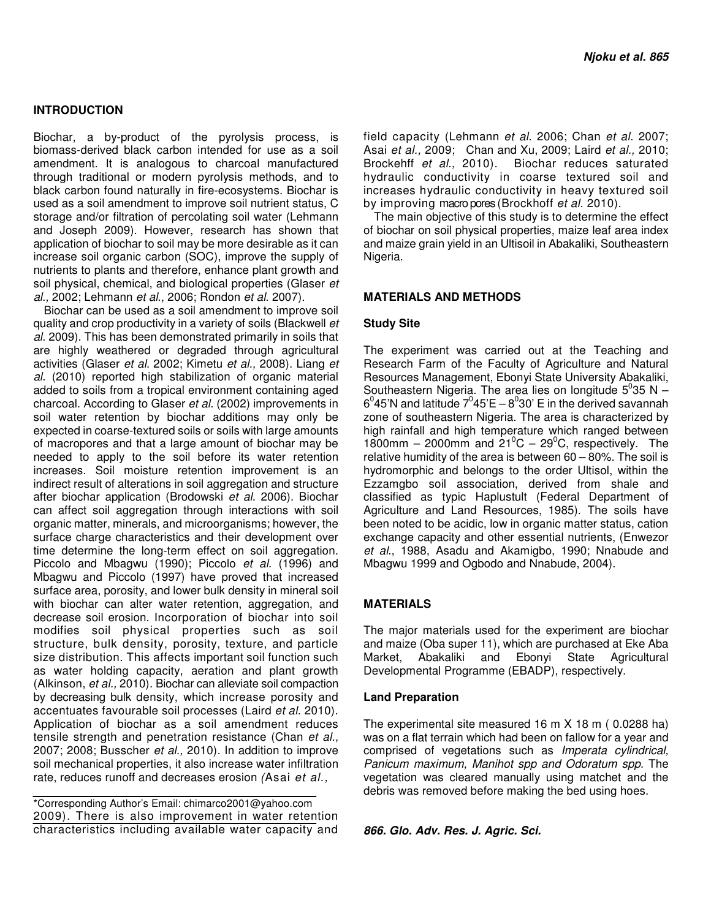## INTRODUCTION

Biochar, a by-product of the pyrolysis process, is biomass-derived black carbon intended for use as a soil amendment. It is analogous to charcoal manufactured through traditional or modern pyrolysis methods, and to black carbon found naturally in fire-ecosystems. Biochar is used as a soil amendment to improve soil nutrient status, C storage and/or filtration of percolating soil water (Lehmann and Joseph 2009). However, research has shown that application of biochar to soil may be more desirable as it can increase soil organic carbon (SOC), improve the supply of nutrients to plants and therefore, enhance plant growth and soil physical, chemical, and biological properties (Glaser *et al.,* 2002; Lehmann *et al*., 2006; Rondon *et al.* 2007).

Biochar can be used as a soil amendment to improve soil quality and crop productivity in a variety of soils (Blackwell *et al.* 2009). This has been demonstrated primarily in soils that are highly weathered or degraded through agricultural activities (Glaser *et al.* 2002; Kimetu *et al.,* 2008). Liang *et al.* (2010) reported high stabilization of organic material added to soils from a tropical environment containing aged charcoal. According to Glaser *et al.* (2002) improvements in soil water retention by biochar additions may only be expected in coarse-textured soils or soils with large amounts of macropores and that a large amount of biochar may be needed to apply to the soil before its water retention increases. Soil moisture retention improvement is an indirect result of alterations in soil aggregation and structure after biochar application (Brodowski *et al.* 2006). Biochar can affect soil aggregation through interactions with soil organic matter, minerals, and microorganisms; however, the surface charge characteristics and their development over time determine the long-term effect on soil aggregation. Piccolo and Mbagwu (1990); Piccolo *et al.* (1996) and Mbagwu and Piccolo (1997) have proved that increased surface area, porosity, and lower bulk density in mineral soil with biochar can alter water retention, aggregation, and decrease soil erosion. Incorporation of biochar into soil modifies soil physical properties such as soil structure, bulk density, porosity, texture, and particle size distribution. This affects important soil function such as water holding capacity, aeration and plant growth (Alkinson, *et al.,* 2010). Biochar can alleviate soil compaction by decreasing bulk density, which increase porosity and accentuates favourable soil processes (Laird *et al.* 2010). Application of biochar as a soil amendment reduces tensile strength and penetration resistance (Chan *et al.,* 2007; 2008; Busscher *et al.,* 2010). In addition to improve soil mechanical properties, it also increase water infiltration rate, reduces runoff and decreases erosion *(*Asai *et al.,* 2009). There is also improvement in water retention characteristics including available water capacity and field capacity (Lehmann *et al.* 2006; Chan *et al.* 2007; Asai *et al.,* 2009; Chan and Xu, 2009; Laird *et al.,* 2010; Brockehff *et al.,* 2010). Biochar reduces saturated hydraulic conductivity in coarse textured soil and increases hydraulic conductivity in heavy textured soil by improving macro pores (Brockhoff *et al.* 2010).

The main objective of this study is to determine the effect of biochar on soil physical properties, maize leaf area index and maize grain yield in an Ultisoil in Abakaliki, Southeastern Nigeria.

*Corresponding Author's Email: chimarco2001@yahoo.com

## MATERIALS AND METHODS

### Study Site

The experiment was carried out at the Teaching and Research Farm of the Faculty of Agriculture and Natural Resources Management, Ebonyi State University Abakaliki, Southeastern Nigeria. The area lies on longitude $5^0$35 N – $6^0$45'N and latitude $7^0$45'E – $8^0$30' E in the derived savannah zone of southeastern Nigeria. The area is characterized by high rainfall and high temperature which ranged between 1800mm – 2000mm and $21^0$C – $29^0$C, respectively. The relative humidity of the area is between 60 – 80%. The soil is hydromorphic and belongs to the order Ultisol, within the Ezzamgbo soil association, derived from shale and classified as typic Haplustult (Federal Department of Agriculture and Land Resources, 1985). The soils have been noted to be acidic, low in organic matter status, cation exchange capacity and other essential nutrients, (Enwezor *et al*., 1988, Asadu and Akamigbo, 1990; Nnabude and Mbagwu 1999 and Ogbodo and Nnabude, 2004).

## MATERIALS

The major materials used for the experiment are biochar and maize (Oba super 11), which are purchased at Eke Aba Market, Abakaliki and Ebonyi State Agricultural Developmental Programme (EBADP), respectively.

### Land Preparation

The experimental site measured 16 m X 18 m ( 0.0288 ha) was on a flat terrain which had been on fallow for a year and comprised of vegetations such as *Imperata cylindrical, Panicum maximum, Manihot spp and Odoratum spp.* The vegetation was cleared manually using matchet and the debris was removed before making the bed using hoes.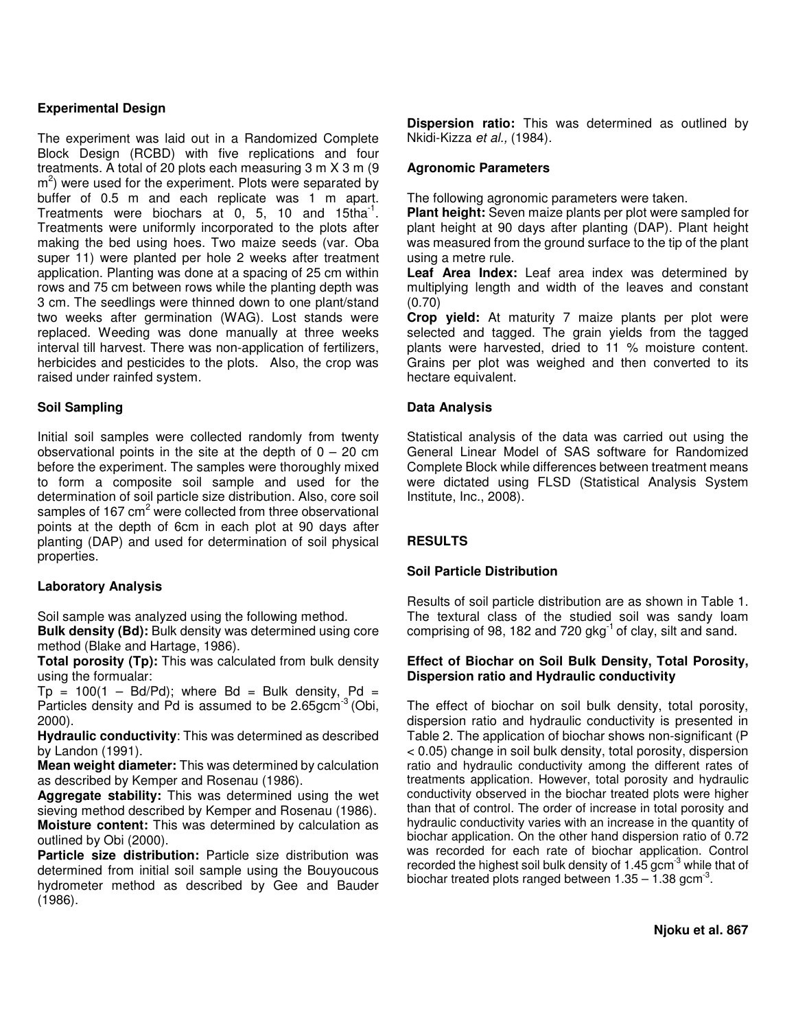### Experimental Design

The experiment was laid out in a Randomized Complete Block Design (RCBD) with five replications and four treatments. A total of 20 plots each measuring 3 m X 3 m (9 $m^2$) were used for the experiment. Plots were separated by buffer of 0.5 m and each replicate was 1 m apart. Treatments were biochars at 0, 5, 10 and 15t$ha^{-1}$. Treatments were uniformly incorporated to the plots after making the bed using hoes. Two maize seeds (var. Oba super 11) were planted per hole 2 weeks after treatment application. Planting was done at a spacing of 25 cm within rows and 75 cm between rows while the planting depth was 3 cm. The seedlings were thinned down to one plant/stand two weeks after germination (WAG). Lost stands were replaced. Weeding was done manually at three weeks interval till harvest. There was non-application of fertilizers, herbicides and pesticides to the plots. Also, the crop was raised under rainfed system.

### Soil Sampling

Initial soil samples were collected randomly from twenty observational points in the site at the depth of 0 – 20 cm before the experiment. The samples were thoroughly mixed to form a composite soil sample and used for the determination of soil particle size distribution. Also, core soil samples of 167 $cm^2$ were collected from three observational points at the depth of 6cm in each plot at 90 days after planting (DAP) and used for determination of soil physical properties.

### Laboratory Analysis

Soil sample was analyzed using the following method.

**Bulk density (Bd):** Bulk density was determined using core method (Blake and Hartage, 1986).

**Total porosity (Tp):** This was calculated from bulk density using the formular:

$Tp = 100(1 - Bd/Pd)$; where Bd = Bulk density, Pd = Particles density and Pd is assumed to be 2.65g$cm^{-3}$ (Obi, 2000).

**Hydraulic conductivity**: This was determined as described by Landon (1991).

**Mean weight diameter:** This was determined by calculation as described by Kemper and Rosenau (1986).

**Aggregate stability:** This was determined using the wet sieving method described by Kemper and Rosenau (1986).

**Moisture content:** This was determined by calculation as outlined by Obi (2000).

**Particle size distribution:** Particle size distribution was determined from initial soil sample using the Bouyoucous hydrometer method as described by Gee and Bauder (1986).

**Dispersion ratio:** This was determined as outlined by Nkidi-Kizza *et al.,* (1984).

### Agronomic Parameters

The following agronomic parameters were taken.

**Plant height:** Seven maize plants per plot were sampled for plant height at 90 days after planting (DAP). Plant height was measured from the ground surface to the tip of the plant using a metre rule.

**Leaf Area Index:** Leaf area index was determined by multiplying length and width of the leaves and constant (0.70)

**Crop yield:** At maturity 7 maize plants per plot were selected and tagged. The grain yields from the tagged plants were harvested, dried to 11 % moisture content. Grains per plot was weighed and then converted to its hectare equivalent.

### Data Analysis

Statistical analysis of the data was carried out using the General Linear Model of SAS software for Randomized Complete Block while differences between treatment means were dictated using FLSD (Statistical Analysis System Institute, Inc., 2008).

## RESULTS

### Soil Particle Distribution

Results of soil particle distribution are as shown in Table 1. The textural class of the studied soil was sandy loam comprising of 98, 182 and 720 g$kg^{-1}$ of clay, silt and sand.

### Effect of Biochar on Soil Bulk Density, Total Porosity, Dispersion ratio and Hydraulic conductivity

The effect of biochar on soil bulk density, total porosity, dispersion ratio and hydraulic conductivity is presented in Table 2. The application of biochar shows non-significant ($P < 0.05$) change in soil bulk density, total porosity, dispersion ratio and hydraulic conductivity among the different rates of treatments application. However, total porosity and hydraulic conductivity observed in the biochar treated plots were higher than that of control. The order of increase in total porosity and hydraulic conductivity varies with an increase in the quantity of biochar application. On the other hand dispersion ratio of 0.72 was recorded for each rate of biochar application. Control recorded the highest soil bulk density of 1.45 g$cm^{-3}$ while that of biochar treated plots ranged between 1.35 – 1.38 g$cm^{-3}$.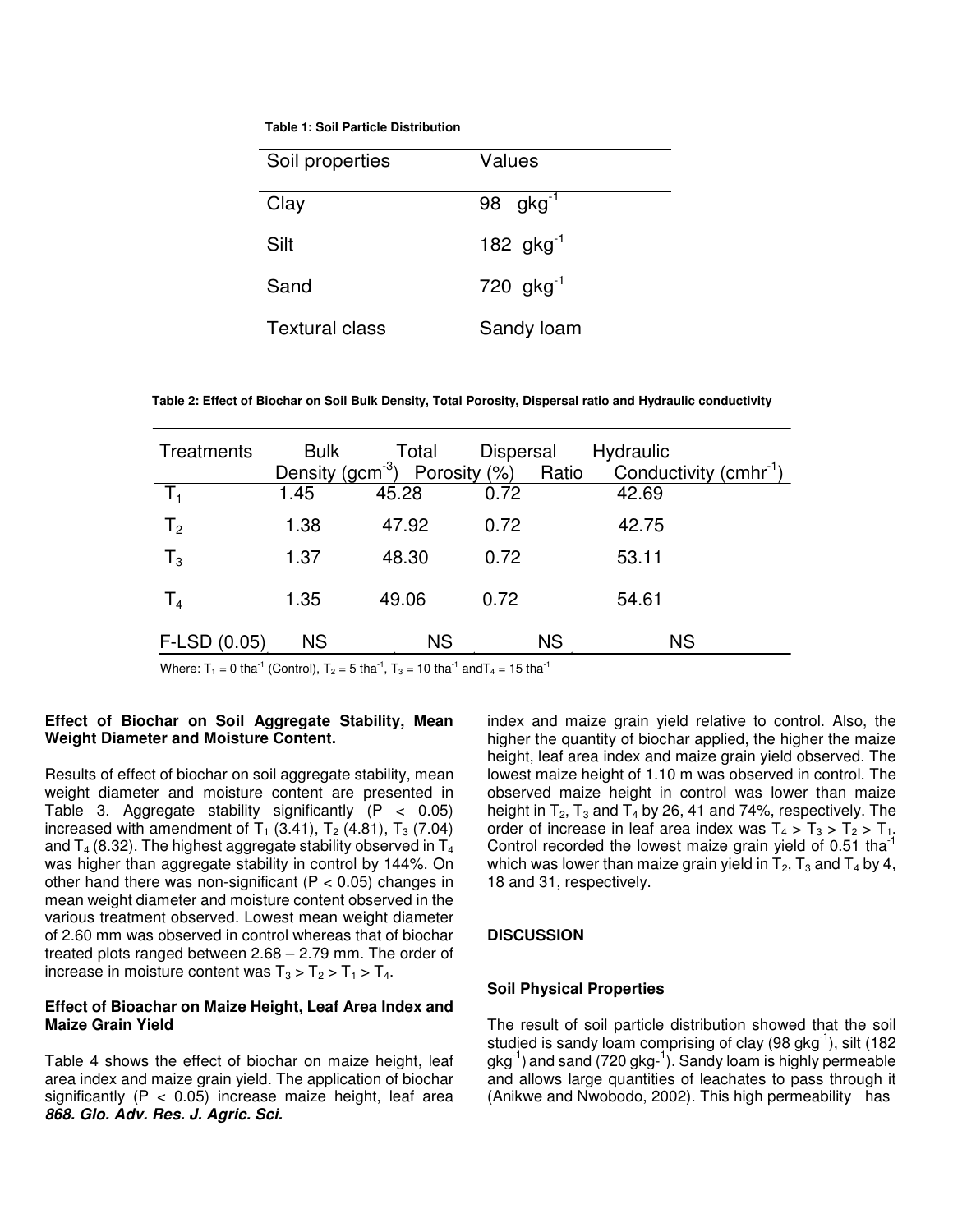**Table 1: Soil Particle Distribution**

| Soil properties | Values |
|---|---|
| Clay | 98 $gkg^{-1}$ |
| Silt | 182 $gkg^{-1}$ |
| Sand | 720 $gkg^{-1}$ |
| Textural class | Sandy loam |

**Table 2: Effect of Biochar on Soil Bulk Density, Total Porosity, Dispersal ratio and Hydraulic conductivity**

| Treatments | Bulk Density ($gcm^{-3}$) | Total Porosity (%) | Dispersal Ratio | Hydraulic Conductivity ($cmhr^{-1}$) |
|---|---|---|---|---|
| $T_1$ | 1.45 | 45.28 | 0.72 | 42.69 |
| $T_2$ | 1.38 | 47.92 | 0.72 | 42.75 |
| $T_3$ | 1.37 | 48.30 | 0.72 | 53.11 |
| $T_4$ | 1.35 | 49.06 | 0.72 | 54.61 |
| F-LSD (0.05) | NS | NS | NS | NS |

Where: $T_1$ = 0 $tha^{-1}$ (Control), $T_2$ = 5 $tha^{-1}$, $T_3$ = 10 $tha^{-1}$ and $T_4$ = 15 $tha^{-1}$

### Effect of Biochar on Soil Aggregate Stability, Mean Weight Diameter and Moisture Content.

Results of effect of biochar on soil aggregate stability, mean weight diameter and moisture content are presented in Table 3. Aggregate stability significantly ($P < 0.05$) increased with amendment of $T_1$ (3.41), $T_2$ (4.81), $T_3$ (7.04) and $T_4$ (8.32). The highest aggregate stability observed in $T_4$ was higher than aggregate stability in control by 144%. On other hand there was non-significant ($P < 0.05$) changes in mean weight diameter and moisture content observed in the various treatment observed. Lowest mean weight diameter of 2.60 mm was observed in control whereas that of biochar treated plots ranged between 2.68 – 2.79 mm. The order of increase in moisture content was $T_3 > T_2 > T_1 > T_4$.

### Effect of Bioachar on Maize Height, Leaf Area Index and Maize Grain Yield

Table 4 shows the effect of biochar on maize height, leaf area index and maize grain yield. The application of biochar significantly ($P < 0.05$) increase maize height, leaf area index and maize grain yield relative to control. Also, the higher the quantity of biochar applied, the higher the maize height, leaf area index and maize grain yield observed. The lowest maize height of 1.10 m was observed in control. The observed maize height in control was lower than maize height in $T_2$, $T_3$ and $T_4$ by 26, 41 and 74%, respectively. The order of increase in leaf area index was $T_4 > T_3 > T_2 > T_1$. Control recorded the lowest maize grain yield of 0.51 $tha^{-1}$ which was lower than maize grain yield in $T_2$, $T_3$ and $T_4$ by 4, 18 and 31, respectively.

## DISCUSSION

### Soil Physical Properties

The result of soil particle distribution showed that the soil studied is sandy loam comprising of clay (98 $gkg^{-1}$), silt (182 $gkg^{-1}$) and sand (720 $gkg^{-1}$). Sandy loam is highly permeable and allows large quantities of leachates to pass through it (Anikwe and Nwobodo, 2002). This high permeability has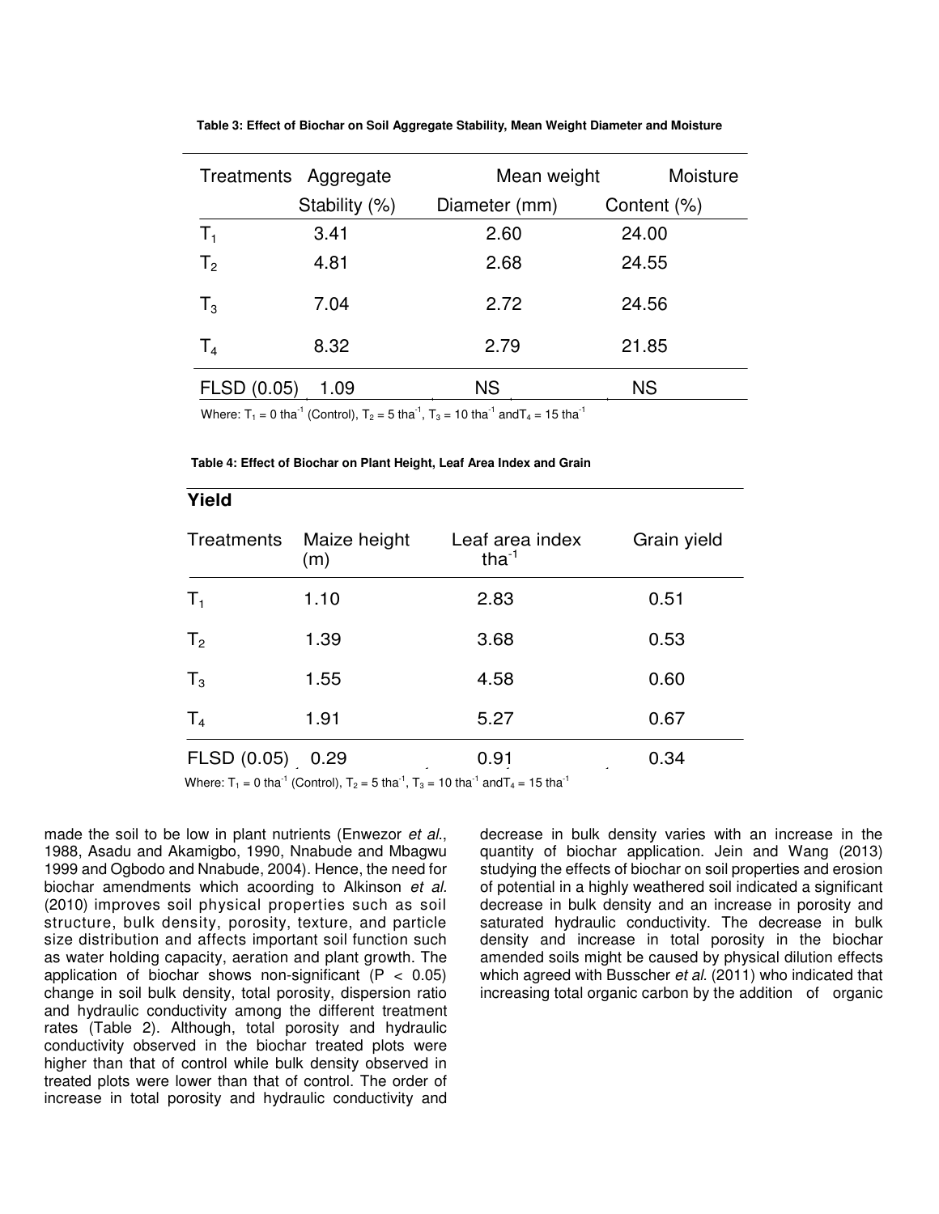**Table 3: Effect of Biochar on Soil Aggregate Stability, Mean Weight Diameter and Moisture**

| Treatments | Aggregate Stability (%) | Mean weight Diameter (mm) | Moisture Content (%) |
|---|---|---|---|
| $T_1$ | 3.41 | 2.60 | 24.00 |
| $T_2$ | 4.81 | 2.68 | 24.55 |
| $T_3$ | 7.04 | 2.72 | 24.56 |
| $T_4$ | 8.32 | 2.79 | 21.85 |
| FLSD (0.05) | 1.09 | NS | NS |

Where: $T_1$ = 0 $tha^{-1}$ (Control), $T_2$ = 5 $tha^{-1}$, $T_3$ = 10 $tha^{-1}$ and $T_4$ = 15 $tha^{-1}$

**Table 4: Effect of Biochar on Plant Height, Leaf Area Index and Grain Yield**

| Treatments | Maize height (m) | Leaf area index $tha^{-1}$ | Grain yield |
|---|---|---|---|
| $T_1$ | 1.10 | 2.83 | 0.51 |
| $T_2$ | 1.39 | 3.68 | 0.53 |
| $T_3$ | 1.55 | 4.58 | 0.60 |
| $T_4$ | 1.91 | 5.27 | 0.67 |
| FLSD (0.05) | 0.29 | 0.91 | 0.34 |

Where: $T_1$ = 0 $tha^{-1}$ (Control), $T_2$ = 5 $tha^{-1}$, $T_3$ = 10 $tha^{-1}$ and $T_4$ = 15 $tha^{-1}$

made the soil to be low in plant nutrients (Enwezor *et al.*, 1988, Asadu and Akamigbo, 1990, Nnabude and Mbagwu 1999 and Ogbodo and Nnabude, 2004). Hence, the need for biochar amendments which acoording to Alkinson *et al.* (2010) improves soil physical properties such as soil structure, bulk density, porosity, texture, and particle size distribution and affects important soil function such as water holding capacity, aeration and plant growth. The application of biochar shows non-significant ($P < 0.05$) change in soil bulk density, total porosity, dispersion ratio and hydraulic conductivity among the different treatment rates (Table 2). Although, total porosity and hydraulic conductivity observed in the biochar treated plots were higher than that of control while bulk density observed in treated plots were lower than that of control. The order of increase in total porosity and hydraulic conductivity and decrease in bulk density varies with an increase in the quantity of biochar application. Jein and Wang (2013) studying the effects of biochar on soil properties and erosion of potential in a highly weathered soil indicated a significant decrease in bulk density and an increase in porosity and saturated hydraulic conductivity. The decrease in bulk density and increase in total porosity in the biochar amended soils might be caused by physical dilution effects which agreed with Busscher *et al.* (2011) who indicated that increasing total organic carbon by the addition of organic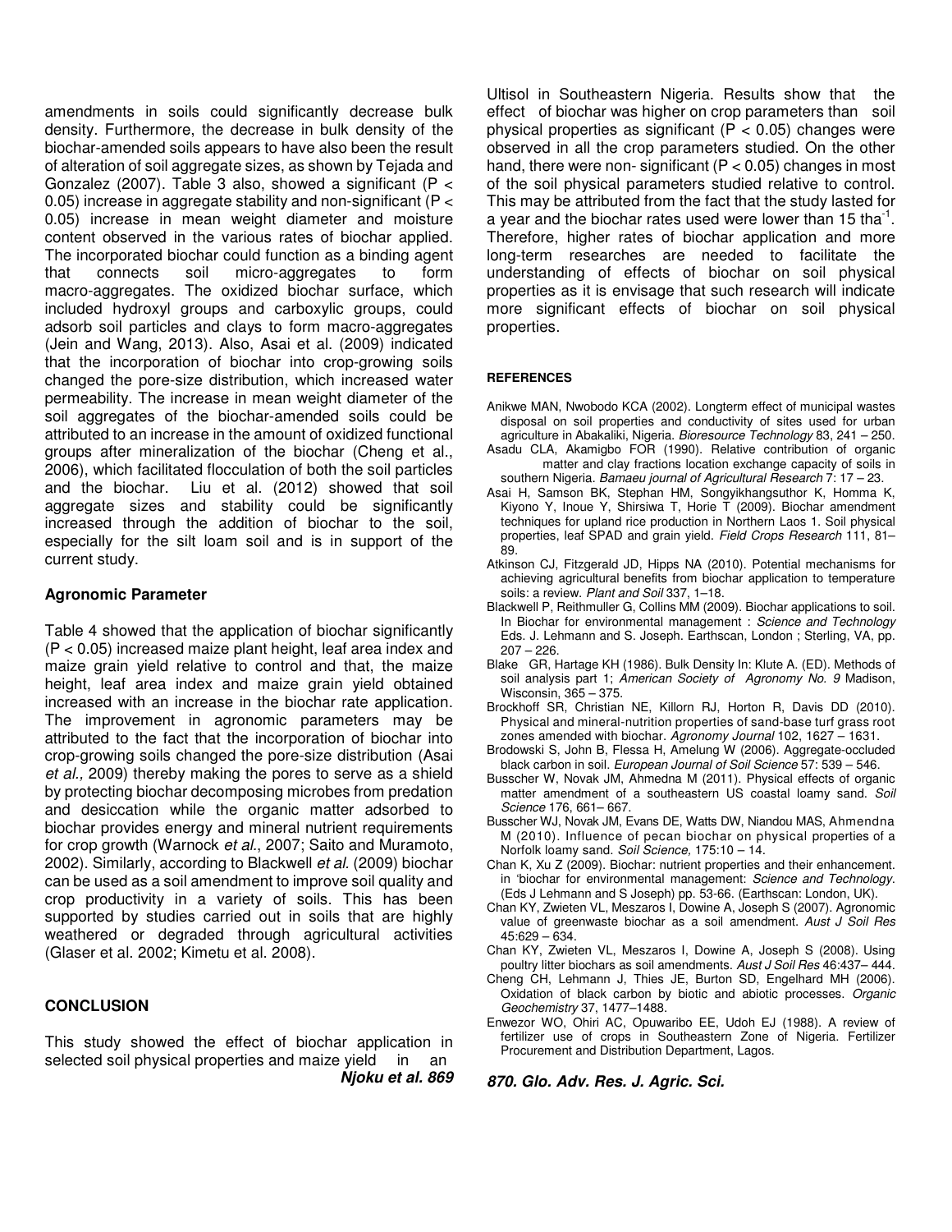amendments in soils could significantly decrease bulk density. Furthermore, the decrease in bulk density of the biochar-amended soils appears to have also been the result of alteration of soil aggregate sizes, as shown by Tejada and Gonzalez (2007). Table 3 also, showed a significant ($P < 0.05$) increase in aggregate stability and non-significant ($P < 0.05$) increase in mean weight diameter and moisture content observed in the various rates of biochar applied. The incorporated biochar could function as a binding agent that connects soil micro-aggregates to form macro-aggregates. The oxidized biochar surface, which included hydroxyl groups and carboxylic groups, could adsorb soil particles and clays to form macro-aggregates (Jein and Wang, 2013). Also, Asai et al. (2009) indicated that the incorporation of biochar into crop-growing soils changed the pore-size distribution, which increased water permeability. The increase in mean weight diameter of the soil aggregates of the biochar-amended soils could be attributed to an increase in the amount of oxidized functional groups after mineralization of the biochar (Cheng et al., 2006), which facilitated flocculation of both the soil particles and the biochar. Liu et al. (2012) showed that soil aggregate sizes and stability could be significantly increased through the addition of biochar to the soil, especially for the silt loam soil and is in support of the current study.

### Agronomic Parameter

Table 4 showed that the application of biochar significantly ($P < 0.05$) increased maize plant height, leaf area index and maize grain yield relative to control and that, the maize height, leaf area index and maize grain yield obtained increased with an increase in the biochar rate application. The improvement in agronomic parameters may be attributed to the fact that the incorporation of biochar into crop-growing soils changed the pore-size distribution (Asai *et al.,* 2009) thereby making the pores to serve as a shield by protecting biochar decomposing microbes from predation and desiccation while the organic matter adsorbed to biochar provides energy and mineral nutrient requirements for crop growth (Warnock *et al.*, 2007; Saito and Muramoto, 2002). Similarly, according to Blackwell *et al.* (2009) biochar can be used as a soil amendment to improve soil quality and crop productivity in a variety of soils. This has been supported by studies carried out in soils that are highly weathered or degraded through agricultural activities (Glaser et al. 2002; Kimetu et al. 2008).

## CONCLUSION

This study showed the effect of biochar application in selected soil physical properties and maize yield in an Ultisol in Southeastern Nigeria. Results show that the effect of biochar was higher on crop parameters than soil physical properties as significant ($P < 0.05$) changes were observed in all the crop parameters studied. On the other hand, there were non- significant ($P < 0.05$) changes in most of the soil physical parameters studied relative to control. This may be attributed from the fact that the study lasted for a year and the biochar rates used were lower than 15 $tha^{-1}$. Therefore, higher rates of biochar application and more long-term researches are needed to facilitate the understanding of effects of biochar on soil physical properties as it is envisage that such research will indicate more significant effects of biochar on soil physical properties.

## REFERENCES

Anikwe MAN, Nwobodo KCA (2002). Longterm effect of municipal wastes disposal on soil properties and conductivity of sites used for urban agriculture in Abakaliki, Nigeria. *Bioresource Technology* 83, 241 – 250.

Asadu CLA, Akamigbo FOR (1990). Relative contribution of organic matter and clay fractions location exchange capacity of soils in southern Nigeria. *Bamaeu journal of Agricultural Research* 7: 17 – 23.

Asai H, Samson BK, Stephan HM, Songyikhangsuthor K, Homma K, Kiyono Y, Inoue Y, Shirsiwa T, Horie T (2009). Biochar amendment techniques for upland rice production in Northern Laos 1. Soil physical properties, leaf SPAD and grain yield. *Field Crops Research* 111, 81–89.

Atkinson CJ, Fitzgerald JD, Hipps NA (2010). Potential mechanisms for achieving agricultural benefits from biochar application to temperature soils: a review. *Plant and Soil* 337, 1–18.

Blackwell P, Reithmuller G, Collins MM (2009). Biochar applications to soil. In Biochar for environmental management : *Science and Technology* Eds. J. Lehmann and S. Joseph. Earthscan, London ; Sterling, VA, pp. 207 – 226.

Blake GR, Hartage KH (1986). Bulk Density In: Klute A. (ED). Methods of soil analysis part 1; *American Society of Agronomy No. 9* Madison, Wisconsin, 365 – 375.

Brockhoff SR, Christian NE, Killorn RJ, Horton R, Davis DD (2010). Physical and mineral-nutrition properties of sand-base turf grass root zones amended with biochar. *Agronomy Journal* 102, 1627 – 1631.

Brodowski S, John B, Flessa H, Amelung W (2006). Aggregate-occluded black carbon in soil. *European Journal of Soil Science* 57: 539 – 546.

Busscher W, Novak JM, Ahmedna M (2011). Physical effects of organic matter amendment of a southeastern US coastal loamy sand. *Soil Science* 176, 661– 667.

Busscher WJ, Novak JM, Evans DE, Watts DW, Niandou MAS, Ahmendna M (2010). Influence of pecan biochar on physical properties of a Norfolk loamy sand. *Soil Science,* 175:10 – 14.

Chan K, Xu Z (2009). Biochar: nutrient properties and their enhancement. in 'biochar for environmental management: *Science and Technology*. (Eds J Lehmann and S Joseph) pp. 53-66. (Earthscan: London, UK).

Chan KY, Zwieten VL, Meszaros I, Dowine A, Joseph S (2007). Agronomic value of greenwaste biochar as a soil amendment. *Aust J Soil Res* 45:629 – 634.

Chan KY, Zwieten VL, Meszaros I, Dowine A, Joseph S (2008). Using poultry litter biochars as soil amendments. *Aust J Soil Res* 46:437– 444.

Cheng CH, Lehmann J, Thies JE, Burton SD, Engelhard MH (2006). Oxidation of black carbon by biotic and abiotic processes. *Organic Geochemistry* 37, 1477–1488.

Enwezor WO, Ohiri AC, Opuwaribo EE, Udoh EJ (1988). A review of fertilizer use of crops in Southeastern Zone of Nigeria. Fertilizer Procurement and Distribution Department, Lagos.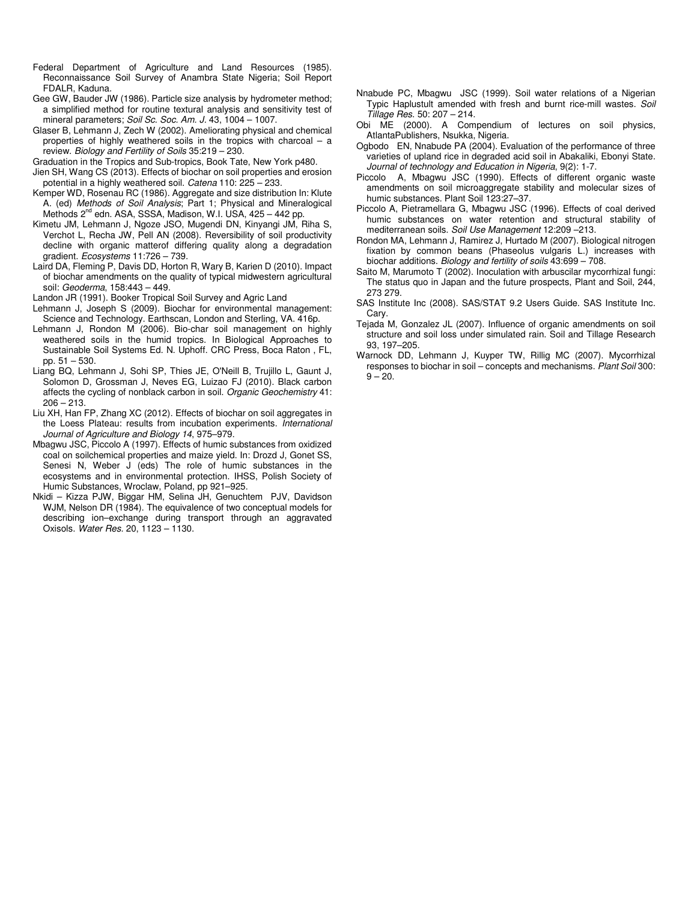Federal Department of Agriculture and Land Resources (1985). Reconnaissance Soil Survey of Anambra State Nigeria; Soil Report FDALR, Kaduna.

Gee GW, Bauder JW (1986). Particle size analysis by hydrometer method; a simplified method for routine textural analysis and sensitivity test of mineral parameters; *Soil Sc. Soc. Am. J.* 43, 1004 – 1007.

Glaser B, Lehmann J, Zech W (2002). Ameliorating physical and chemical properties of highly weathered soils in the tropics with charcoal – a review. *Biology and Fertility of Soils* 35:219 – 230.

Graduation in the Tropics and Sub-tropics, Book Tate, New York p480.

Jien SH, Wang CS (2013). Effects of biochar on soil properties and erosion potential in a highly weathered soil. *Catena* 110: 225 – 233.

Kemper WD, Rosenau RC (1986). Aggregate and size distribution In: Klute A. (ed) *Methods of Soil Analysis*; Part 1; Physical and Mineralogical Methods 2nd edn. ASA, SSSA, Madison, W.I. USA, 425 – 442 pp.

Kimetu JM, Lehmann J, Ngoze JSO, Mugendi DN, Kinyangi JM, Riha S, Verchot L, Recha JW, Pell AN (2008). Reversibility of soil productivity decline with organic matterof differing quality along a degradation gradient. *Ecosystems* 11:726 – 739.

Laird DA, Fleming P, Davis DD, Horton R, Wary B, Karien D (2010). Impact of biochar amendments on the quality of typical midwestern agricultural soil: *Geoderma*, 158:443 – 449.

Landon JR (1991). Booker Tropical Soil Survey and Agric Land

Lehmann J, Joseph S (2009). Biochar for environmental management: Science and Technology. Earthscan, London and Sterling, VA. 416p.

Lehmann J, Rondon M (2006). Bio-char soil management on highly weathered soils in the humid tropics. In Biological Approaches to Sustainable Soil Systems Ed. N. Uphoff. CRC Press, Boca Raton , FL, pp. 51 – 530.

Liang BQ, Lehmann J, Sohi SP, Thies JE, O'Neill B, Trujillo L, Gaunt J, Solomon D, Grossman J, Neves EG, Luizao FJ (2010). Black carbon affects the cycling of nonblack carbon in soil. *Organic Geochemistry* 41: 206 – 213.

Liu XH, Han FP, Zhang XC (2012). Effects of biochar on soil aggregates in the Loess Plateau: results from incubation experiments. *International Journal of Agriculture and Biology 14*, 975–979.

Mbagwu JSC, Piccolo A (1997). Effects of humic substances from oxidized coal on soilchemical properties and maize yield. In: Drozd J, Gonet SS, Senesi N, Weber J (eds) The role of humic substances in the ecosystems and in environmental protection. IHSS, Polish Society of Humic Substances, Wroclaw, Poland, pp 921–925.

Nkidi – Kizza PJW, Biggar HM, Selina JH, Genuchtem PJV, Davidson WJM, Nelson DR (1984). The equivalence of two conceptual models for describing ion–exchange during transport through an aggravated Oxisols. *Water Res.* 20, 1123 – 1130.

Nnabude PC, Mbagwu JSC (1999). Soil water relations of a Nigerian Typic Haplustult amended with fresh and burnt rice-mill wastes. *Soil Tillage Res.* 50: 207 – 214.

Obi ME (2000). A Compendium of lectures on soil physics, AtlantaPublishers, Nsukka, Nigeria.

Ogbodo EN, Nnabude PA (2004). Evaluation of the performance of three varieties of upland rice in degraded acid soil in Abakaliki, Ebonyi State. *Journal of technology and Education in Nigeria*, 9(2): 1-7.

Piccolo A, Mbagwu JSC (1990). Effects of different organic waste amendments on soil microaggregate stability and molecular sizes of humic substances. Plant Soil 123:27–37.

Piccolo A, Pietramellara G, Mbagwu JSC (1996). Effects of coal derived humic substances on water retention and structural stability of mediterranean soils. *Soil Use Management* 12:209 –213.

Rondon MA, Lehmann J, Ramirez J, Hurtado M (2007). Biological nitrogen fixation by common beans (Phaseolus vulgaris L.) increases with biochar additions. *Biology and fertility of soils* 43:699 – 708.

Saito M, Marumoto T (2002). Inoculation with arbuscilar mycorrhizal fungi: The status quo in Japan and the future prospects, Plant and Soil, 244, 273 279.

SAS Institute Inc (2008). SAS/STAT 9.2 Users Guide. SAS Institute Inc. Cary.

Tejada M, Gonzalez JL (2007). Influence of organic amendments on soil structure and soil loss under simulated rain. Soil and Tillage Research 93, 197–205.

Warnock DD, Lehmann J, Kuyper TW, Rillig MC (2007). Mycorrhizal responses to biochar in soil – concepts and mechanisms. *Plant Soil* 300: 9 – 20.